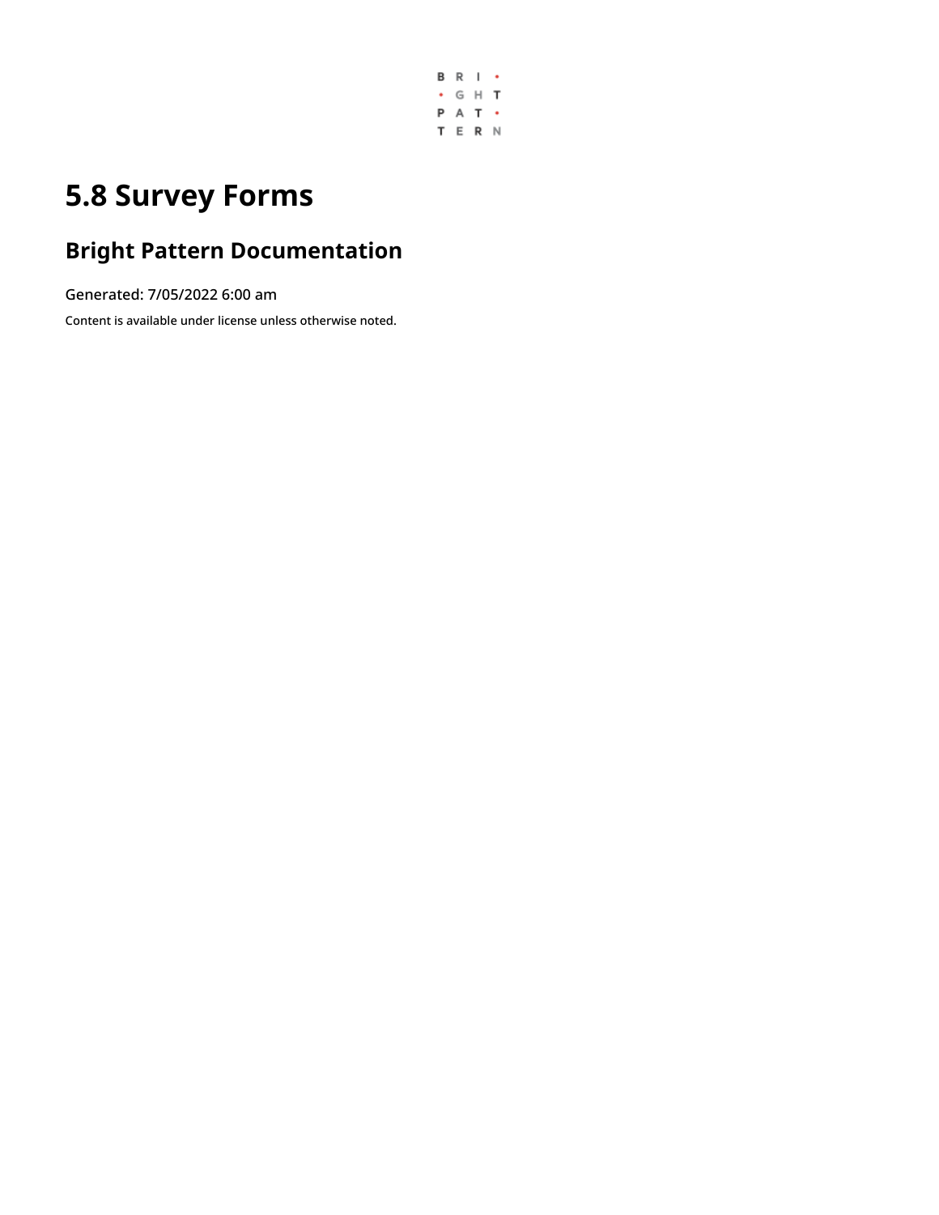# 5.8 Survey Forms

## Bright Pattern Documentation

Generated: 7/05/2022 6:00 am

Content is available under license unless otherwise noted.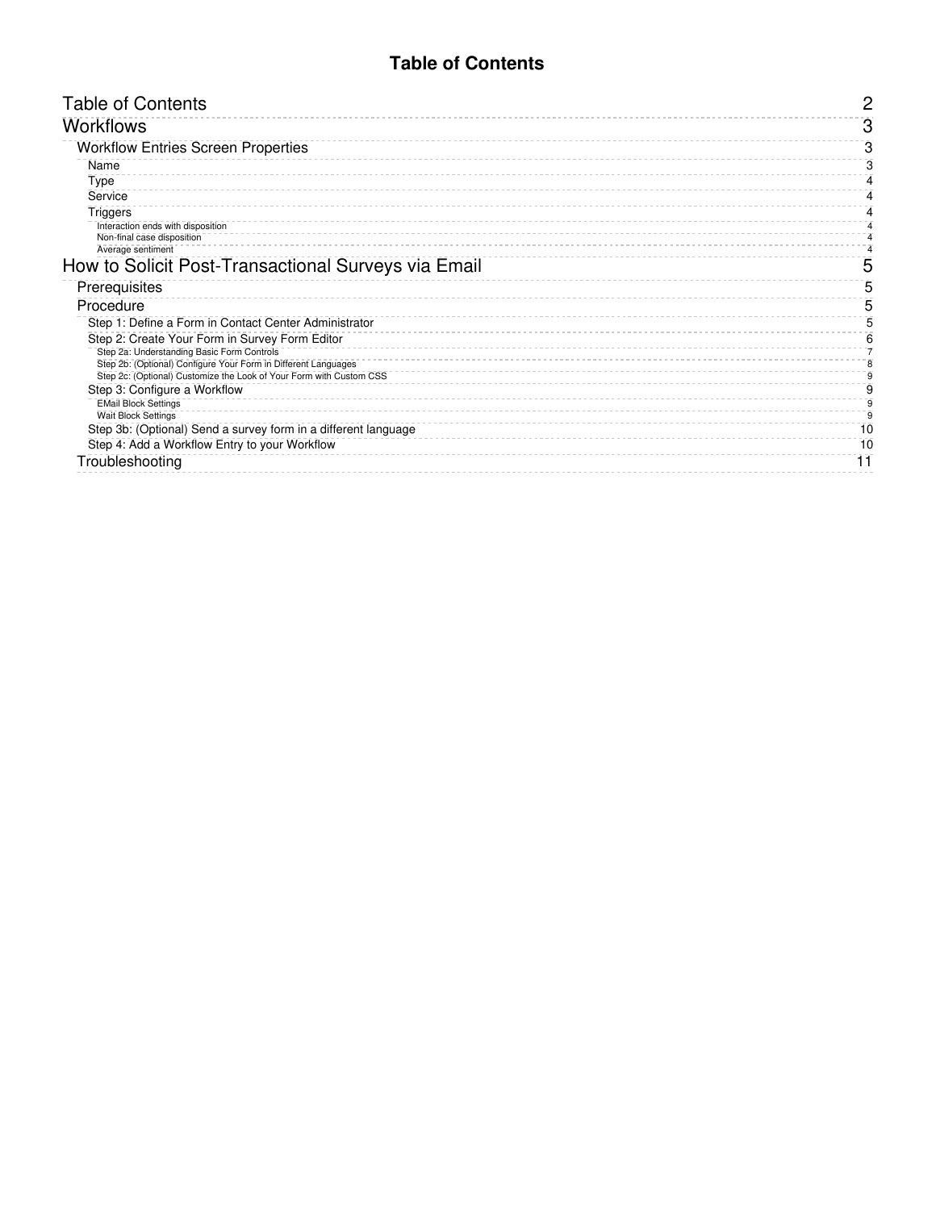# Table of Contents

- Table of Contents 2
- Workflows 3
  - Workflow Entries Screen Properties 3
    - Name 3
    - Type 4
    - Service 4
    - Triggers 4
      - Interaction ends with disposition 4
      - Non-final case disposition 4
      - Average sentiment 4
- How to Solicit Post-Transactional Surveys via Email 5
  - Prerequisites 5
  - Procedure 5
    - Step 1: Define a Form in Contact Center Administrator 5
    - Step 2: Create Your Form in Survey Form Editor 6
      - Step 2a: Understanding Basic Form Controls 7
      - Step 2b: (Optional) Configure Your Form in Different Languages 8
      - Step 2c: (Optional) Customize the Look of Your Form with Custom CSS 9
    - Step 3: Configure a Workflow 9
      - EMail Block Settings 9
      - Wait Block Settings 9
    - Step 3b: (Optional) Send a survey form in a different language 10
    - Step 4: Add a Workflow Entry to your Workflow 10
  - Troubleshooting 11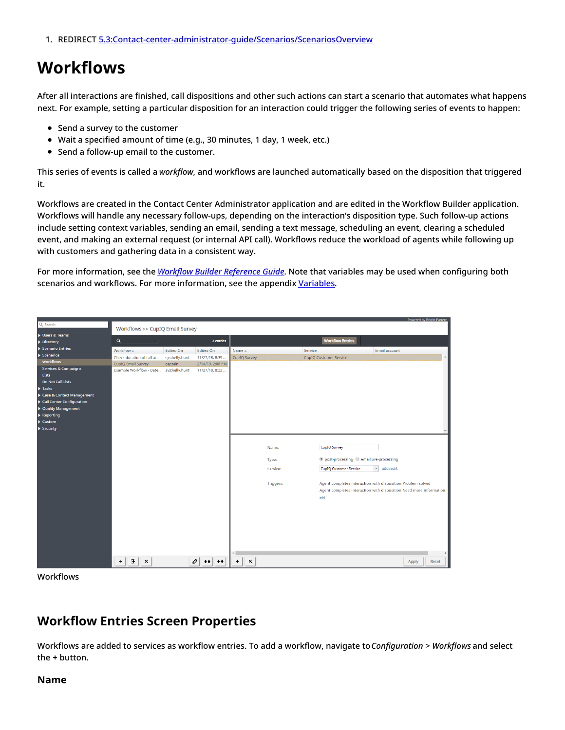1. REDIRECT [5.3:Contact-center-administrator-guide/Scenarios/ScenariosOverview]

# Workflows

After all interactions are finished, call dispositions and other such actions can start a scenario that automates what happens next. For example, setting a particular disposition for an interaction could trigger the following series of events to happen:

- Send a survey to the customer
- Wait a specified amount of time (e.g., 30 minutes, 1 day, 1 week, etc.)
- Send a follow-up email to the customer.

This series of events is called a *workflow*, and workflows are launched automatically based on the disposition that triggered it.

Workflows are created in the Contact Center Administrator application and are edited in the Workflow Builder application. Workflows will handle any necessary follow-ups, depending on the interaction's disposition type. Such follow-up actions include setting context variables, sending an email, sending a text message, scheduling an event, clearing a scheduled event, and making an external request (or internal API call). Workflows reduce the workload of agents while following up with customers and gathering data in a consistent way.

For more information, see the *Workflow Builder Reference Guide*. Note that variables may be used when configuring both scenarios and workflows. For more information, see the appendix Variables.

Workflows

## Workflow Entries Screen Properties

Workflows are added to services as workflow entries. To add a workflow, navigate to *Configuration* > *Workflows* and select the + button.

### Name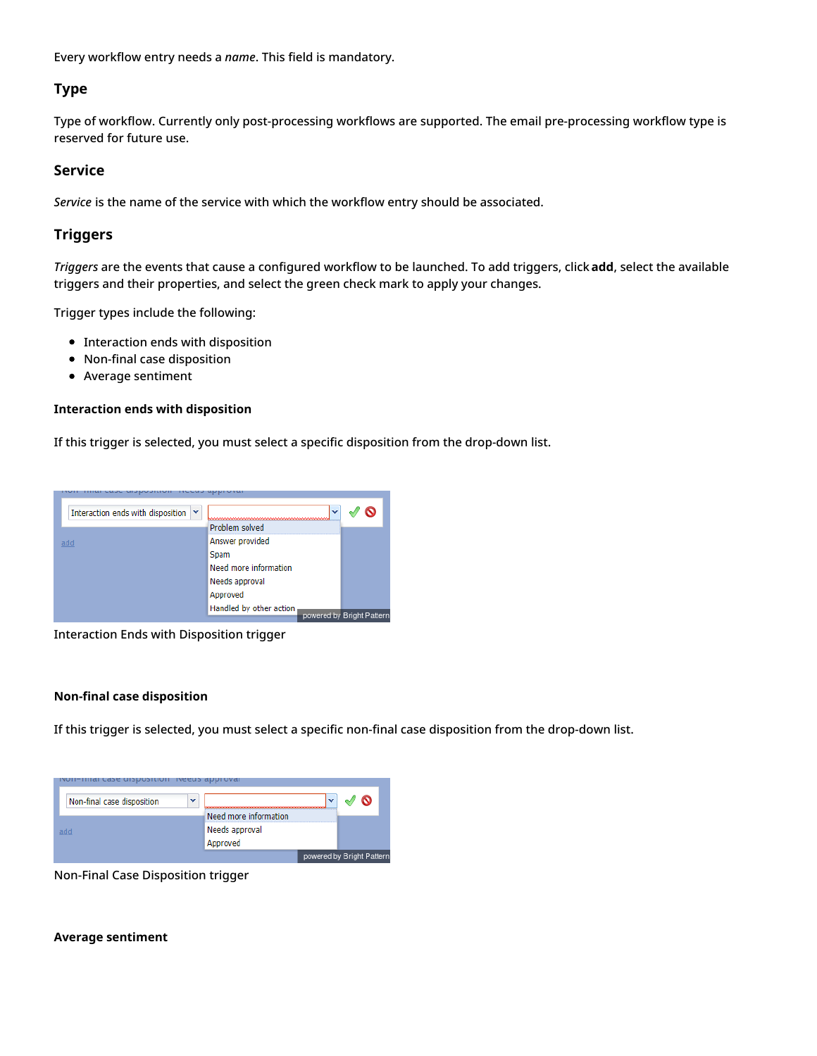Every workflow entry needs a *name*. This field is mandatory.

## Type

Type of workflow. Currently only post-processing workflows are supported. The email pre-processing workflow type is reserved for future use.

## Service

*Service* is the name of the service with which the workflow entry should be associated.

## Triggers

*Triggers* are the events that cause a configured workflow to be launched. To add triggers, click **add**, select the available triggers and their properties, and select the green check mark to apply your changes.

Trigger types include the following:

- Interaction ends with disposition
- Non-final case disposition
- Average sentiment

### Interaction ends with disposition

If this trigger is selected, you must select a specific disposition from the drop-down list.

Interaction Ends with Disposition trigger

### Non-final case disposition

If this trigger is selected, you must select a specific non-final case disposition from the drop-down list.

Non-Final Case Disposition trigger

### Average sentiment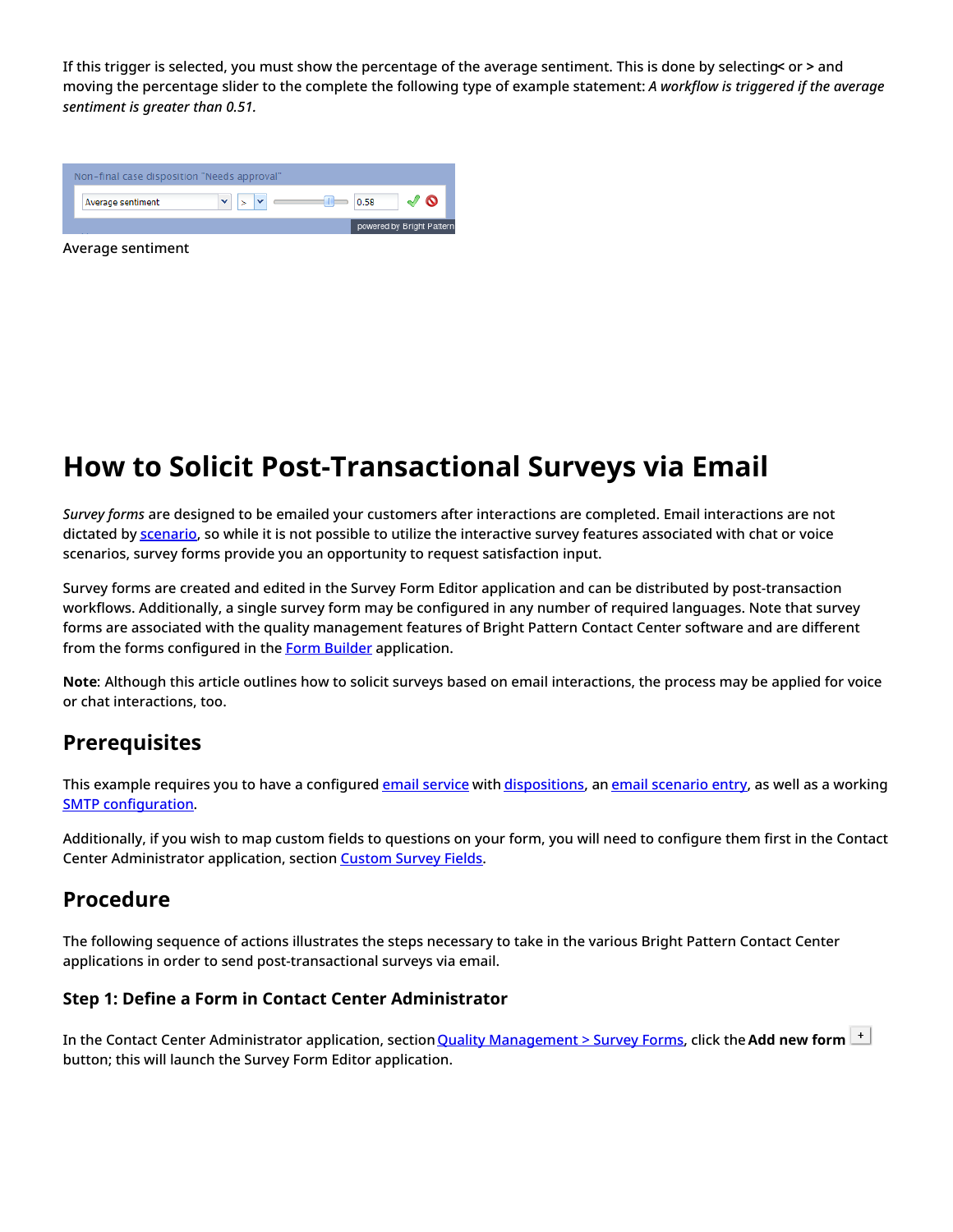If this trigger is selected, you must show the percentage of the average sentiment. This is done by selecting < or > and moving the percentage slider to the complete the following type of example statement: *A workflow is triggered if the average sentiment is greater than 0.51.*

Average sentiment

# How to Solicit Post-Transactional Surveys via Email

*Survey forms* are designed to be emailed your customers after interactions are completed. Email interactions are not dictated by scenario, so while it is not possible to utilize the interactive survey features associated with chat or voice scenarios, survey forms provide you an opportunity to request satisfaction input.

Survey forms are created and edited in the Survey Form Editor application and can be distributed by post-transaction workflows. Additionally, a single survey form may be configured in any number of required languages. Note that survey forms are associated with the quality management features of Bright Pattern Contact Center software and are different from the forms configured in the Form Builder application.

**Note**: Although this article outlines how to solicit surveys based on email interactions, the process may be applied for voice or chat interactions, too.

## Prerequisites

This example requires you to have a configured email service with dispositions, an email scenario entry, as well as a working SMTP configuration.

Additionally, if you wish to map custom fields to questions on your form, you will need to configure them first in the Contact Center Administrator application, section Custom Survey Fields.

## Procedure

The following sequence of actions illustrates the steps necessary to take in the various Bright Pattern Contact Center applications in order to send post-transactional surveys via email.

### Step 1: Define a Form in Contact Center Administrator

In the Contact Center Administrator application, section Quality Management > Survey Forms, click the **Add new form** button; this will launch the Survey Form Editor application.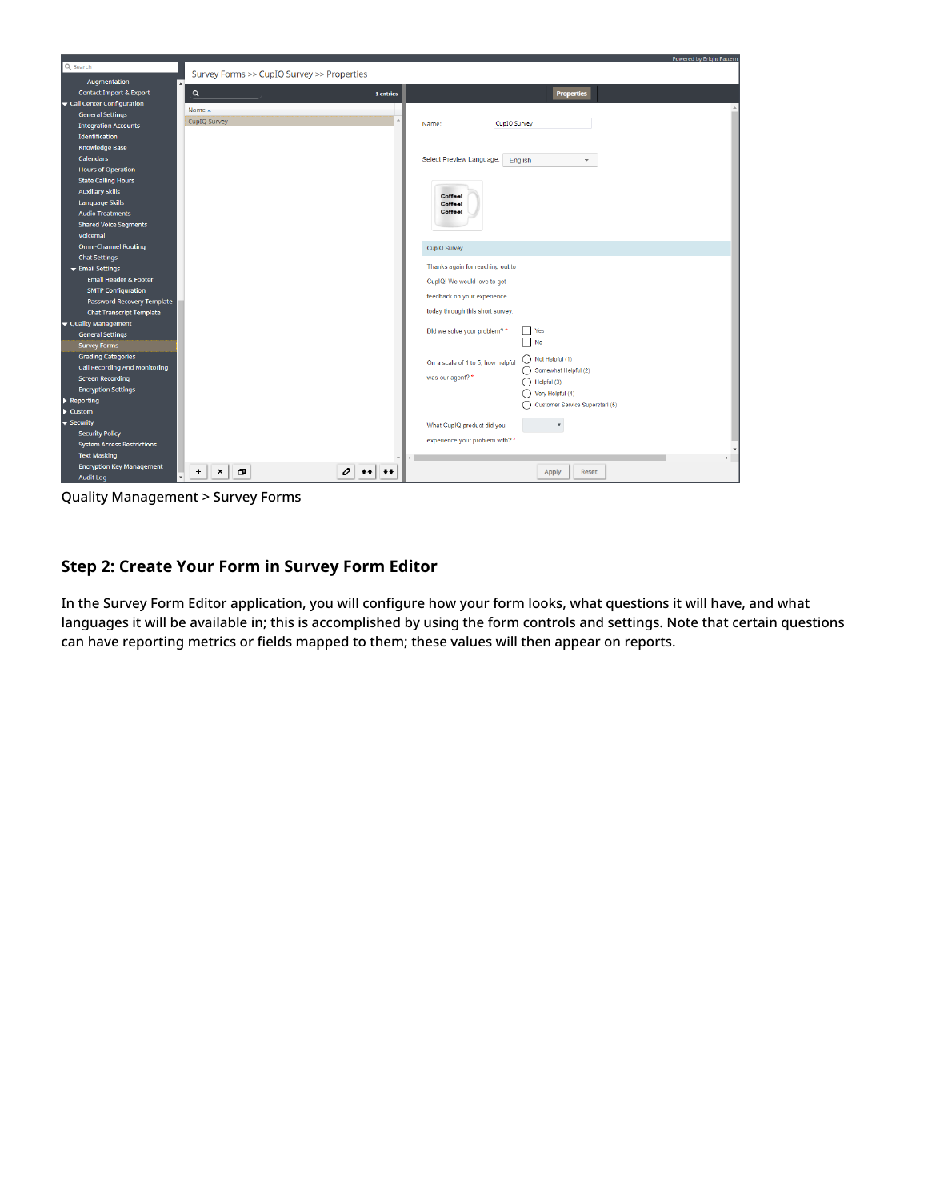Quality Management > Survey Forms

## Step 2: Create Your Form in Survey Form Editor

In the Survey Form Editor application, you will configure how your form looks, what questions it will have, and what languages it will be available in; this is accomplished by using the form controls and settings. Note that certain questions can have reporting metrics or fields mapped to them; these values will then appear on reports.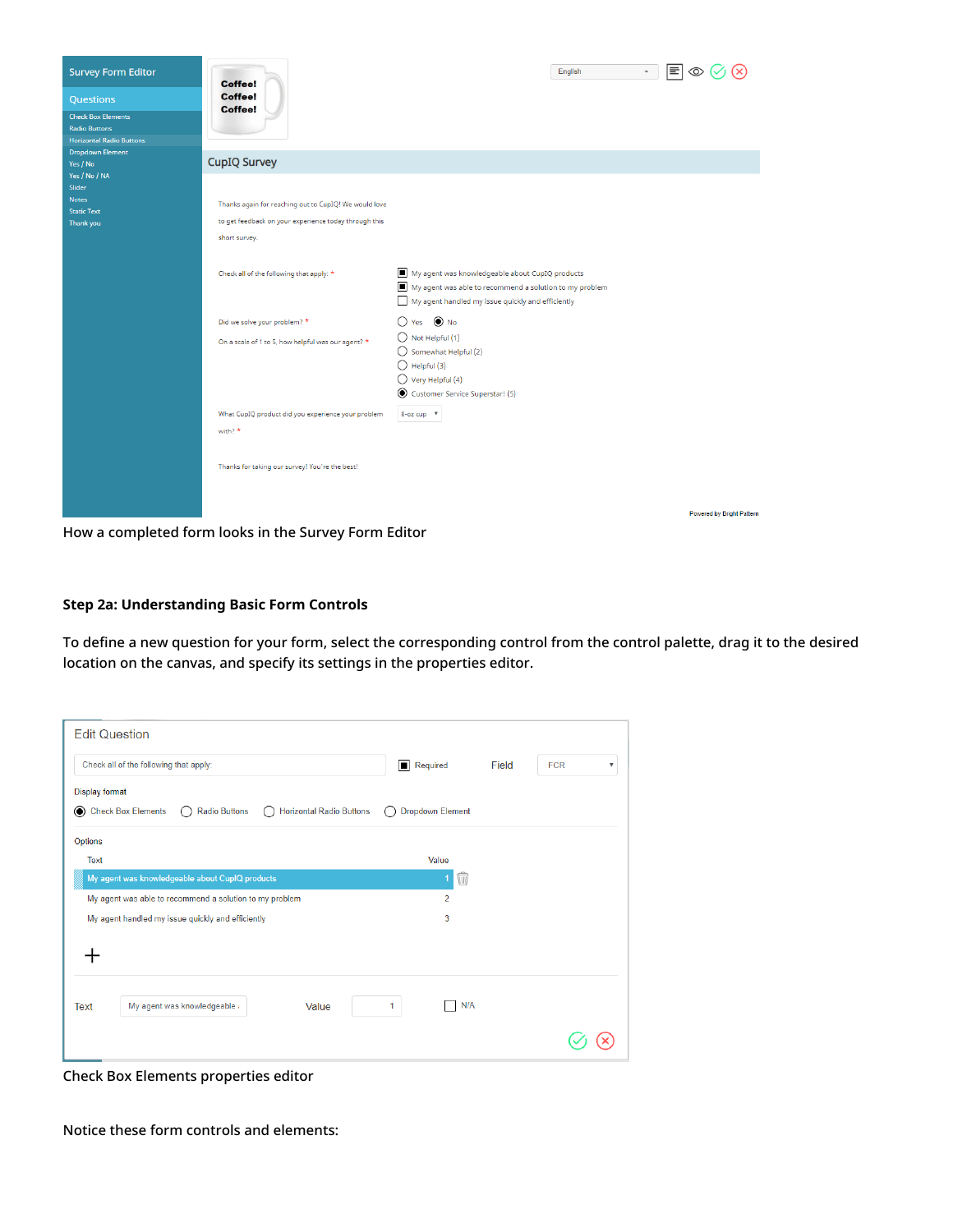How a completed form looks in the Survey Form Editor

**Step 2a: Understanding Basic Form Controls**

To define a new question for your form, select the corresponding control from the control palette, drag it to the desired location on the canvas, and specify its settings in the properties editor.

Check Box Elements properties editor

Notice these form controls and elements: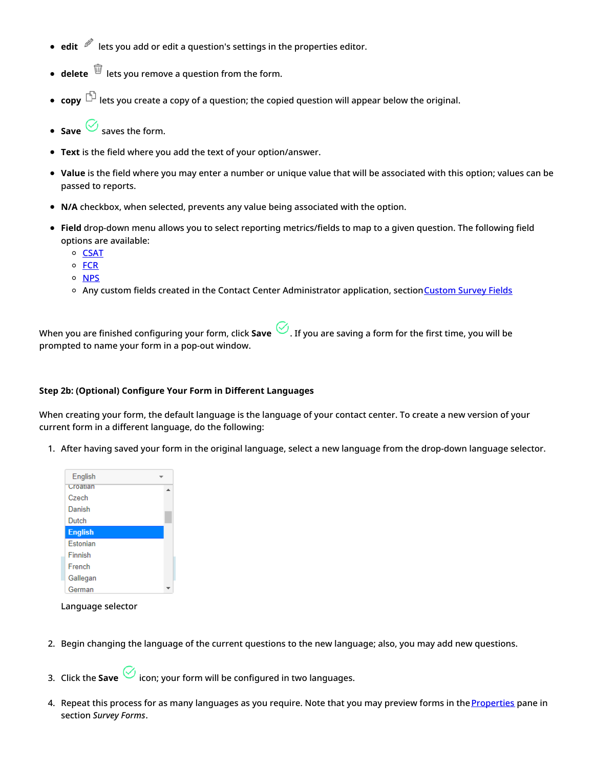- **edit** lets you add or edit a question's settings in the properties editor.
- **delete** lets you remove a question from the form.
- **copy** lets you create a copy of a question; the copied question will appear below the original.
- **Save** saves the form.
- **Text** is the field where you add the text of your option/answer.
- **Value** is the field where you may enter a number or unique value that will be associated with this option; values can be passed to reports.
- **N/A** checkbox, when selected, prevents any value being associated with the option.
- **Field** drop-down menu allows you to select reporting metrics/fields to map to a given question. The following field options are available:
  - CSAT
  - FCR
  - NPS
  - Any custom fields created in the Contact Center Administrator application, section Custom Survey Fields

When you are finished configuring your form, click **Save** . If you are saving a form for the first time, you will be prompted to name your form in a pop-out window.

#### Step 2b: (Optional) Configure Your Form in Different Languages

When creating your form, the default language is the language of your contact center. To create a new version of your current form in a different language, do the following:

1. After having saved your form in the original language, select a new language from the drop-down language selector.

   Language selector

2. Begin changing the language of the current questions to the new language; also, you may add new questions.

3. Click the **Save** icon; your form will be configured in two languages.

4. Repeat this process for as many languages as you require. Note that you may preview forms in the Properties pane in section *Survey Forms*.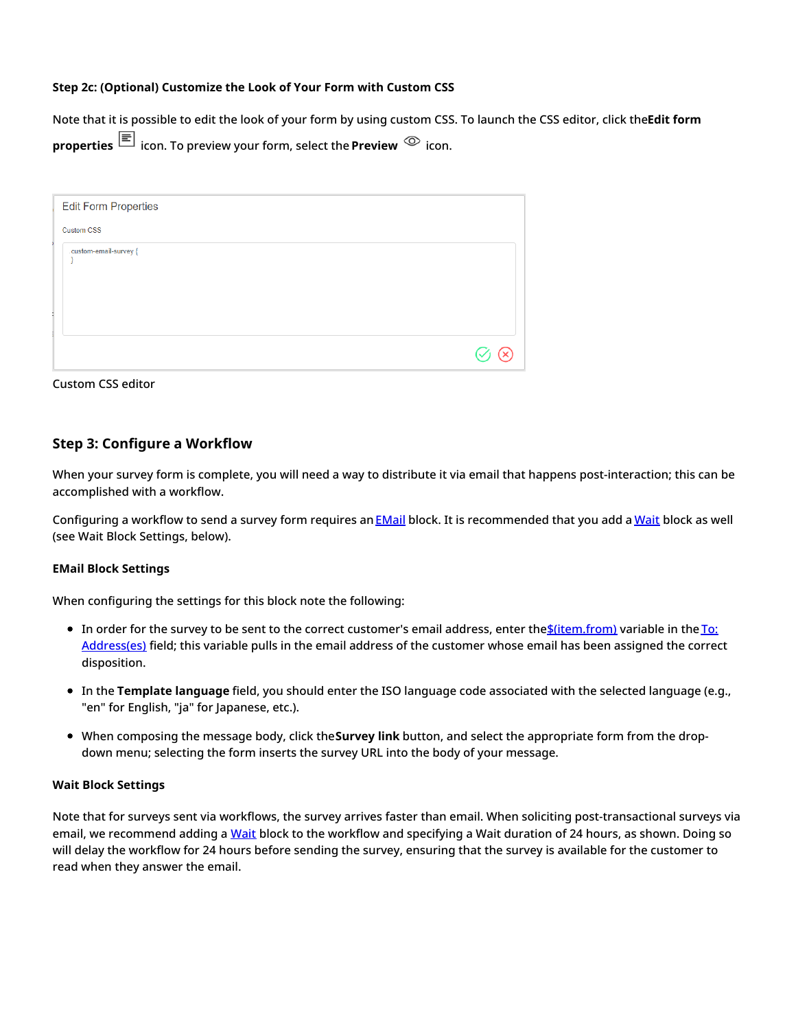#### Step 2c: (Optional) Customize the Look of Your Form with Custom CSS

Note that it is possible to edit the look of your form by using custom CSS. To launch the CSS editor, click the **Edit form properties** icon. To preview your form, select the **Preview** icon.

Edit Form Properties

Custom CSS

```
custom-email-survey {
}
```

Custom CSS editor

### Step 3: Configure a Workflow

When your survey form is complete, you will need a way to distribute it via email that happens post-interaction; this can be accomplished with a workflow.

Configuring a workflow to send a survey form requires an EMail block. It is recommended that you add a Wait block as well (see Wait Block Settings, below).

#### EMail Block Settings

When configuring the settings for this block note the following:

- In order for the survey to be sent to the correct customer's email address, enter the $(item.from) variable in the To: Address(es) field; this variable pulls in the email address of the customer whose email has been assigned the correct disposition.
- In the **Template language** field, you should enter the ISO language code associated with the selected language (e.g., "en" for English, "ja" for Japanese, etc.).
- When composing the message body, click the **Survey link** button, and select the appropriate form from the drop-down menu; selecting the form inserts the survey URL into the body of your message.

#### Wait Block Settings

Note that for surveys sent via workflows, the survey arrives faster than email. When soliciting post-transactional surveys via email, we recommend adding a Wait block to the workflow and specifying a Wait duration of 24 hours, as shown. Doing so will delay the workflow for 24 hours before sending the survey, ensuring that the survey is available for the customer to read when they answer the email.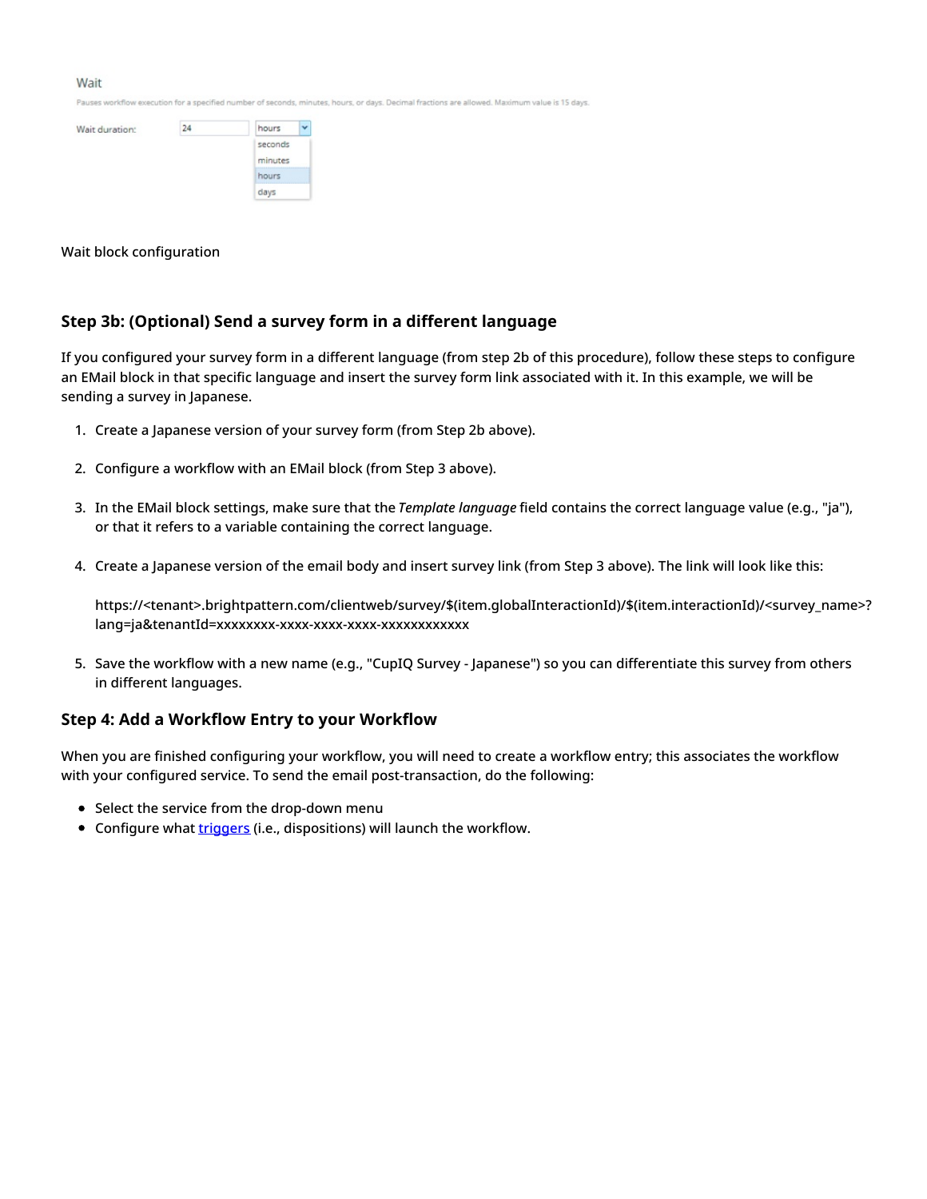Wait

Pauses workflow execution for a specified number of seconds, minutes, hours, or days. Decimal fractions are allowed. Maximum value is 15 days.

Wait duration: 24 hours

Wait block configuration

### Step 3b: (Optional) Send a survey form in a different language

If you configured your survey form in a different language (from step 2b of this procedure), follow these steps to configure an EMail block in that specific language and insert the survey form link associated with it. In this example, we will be sending a survey in Japanese.

1. Create a Japanese version of your survey form (from Step 2b above).

2. Configure a workflow with an EMail block (from Step 3 above).

3. In the EMail block settings, make sure that the *Template language* field contains the correct language value (e.g., "ja"), or that it refers to a variable containing the correct language.

4. Create a Japanese version of the email body and insert survey link (from Step 3 above). The link will look like this:

   https://<tenant>.brightpattern.com/clientweb/survey/$(item.globalInteractionId)/$(item.interactionId)/<survey_name>?lang=ja&tenantId=xxxxxxxx-xxxx-xxxx-xxxx-xxxxxxxxxxxx

5. Save the workflow with a new name (e.g., "CupIQ Survey - Japanese") so you can differentiate this survey from others in different languages.

### Step 4: Add a Workflow Entry to your Workflow

When you are finished configuring your workflow, you will need to create a workflow entry; this associates the workflow with your configured service. To send the email post-transaction, do the following:

- Select the service from the drop-down menu
- Configure what triggers (i.e., dispositions) will launch the workflow.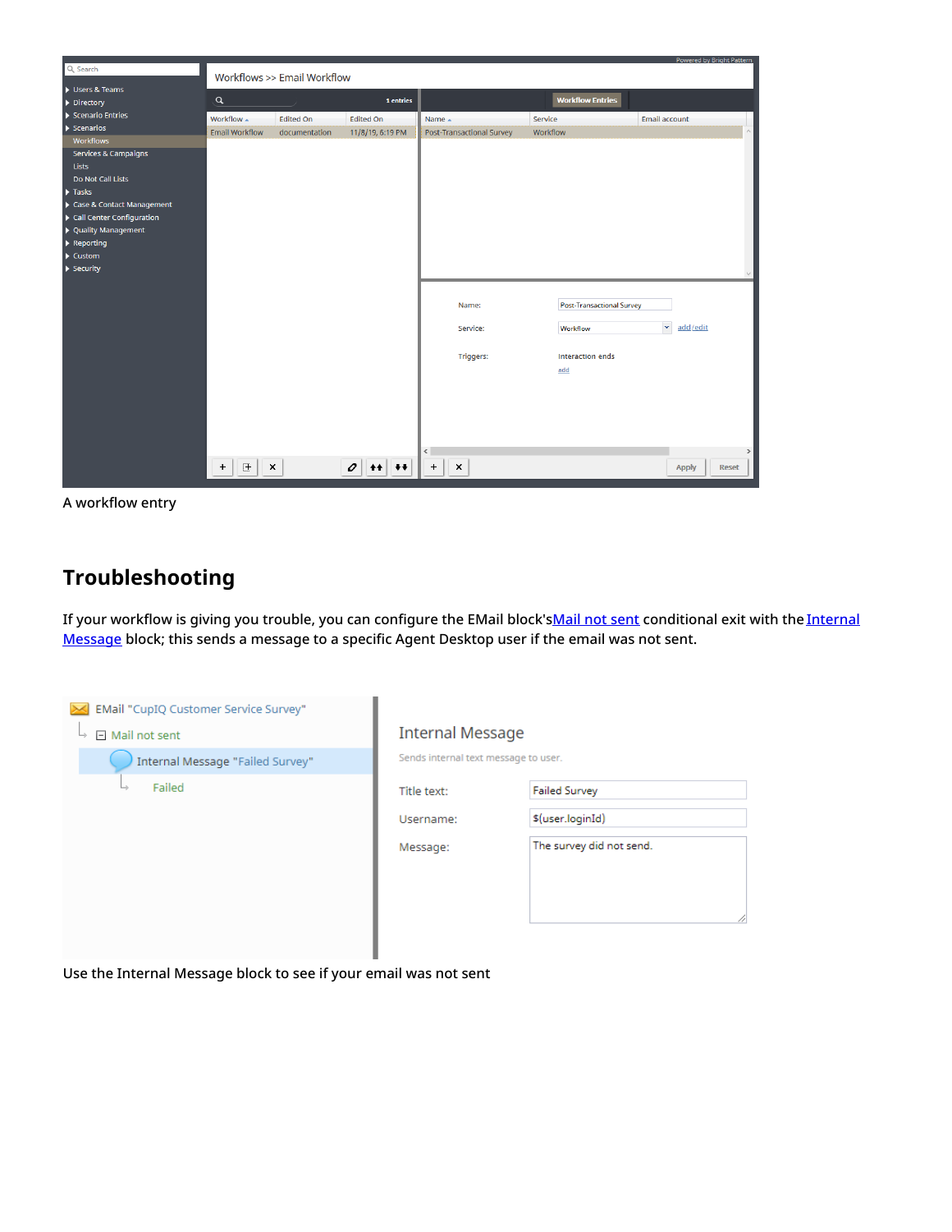A workflow entry

## Troubleshooting

If your workflow is giving you trouble, you can configure the EMail block's Mail not sent conditional exit with the Internal Message block; this sends a message to a specific Agent Desktop user if the email was not sent.

Use the Internal Message block to see if your email was not sent